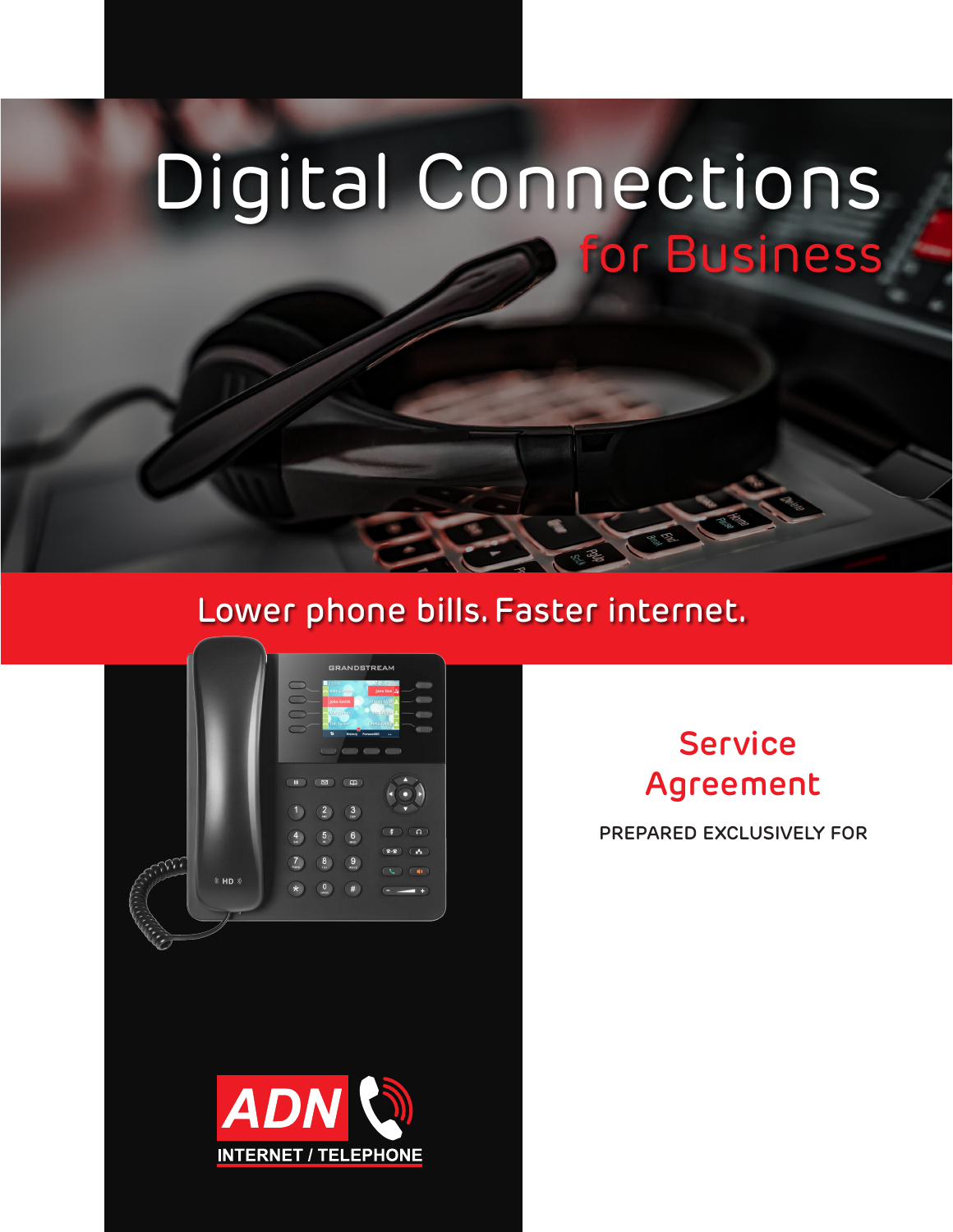# Digital Connections
## for Business

Lower phone bills. Faster internet.

## Service Agreement

PREPARED EXCLUSIVELY FOR

ADN

INTERNET / TELEPHONE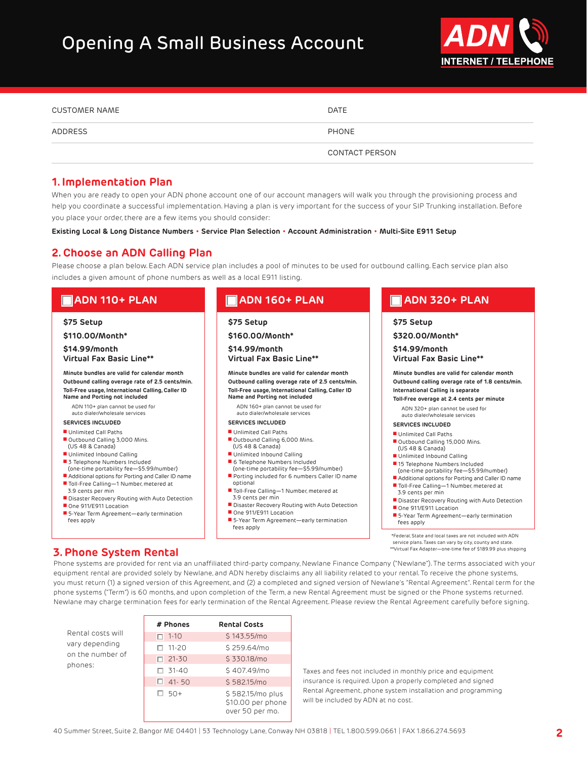# Opening A Small Business Account

ADN INTERNET / TELEPHONE

| CUSTOMER NAME | DATE |
|---|---|
| ADDRESS | PHONE |
| | CONTACT PERSON |

## 1. Implementation Plan

When you are ready to open your ADN phone account one of our account managers will walk you through the provisioning process and help you coordinate a successful implementation. Having a plan is very important for the success of your SIP Trunking installation. Before you place your order, there are a few items you should consider:

**Existing Local & Long Distance Numbers • Service Plan Selection • Account Administration • Multi-Site E911 Setup**

## 2. Choose an ADN Calling Plan

Please choose a plan below. Each ADN service plan includes a pool of minutes to be used for outbound calling. Each service plan also includes a given amount of phone numbers as well as a local E911 listing.

### ☐ ADN 110+ PLAN

**$75 Setup**

**$110.00/Month***

**$14.99/month**
**Virtual Fax Basic Line****

**Minute bundles are valid for calendar month**
**Outbound calling overage rate of 2.5 cents/min.**
**Toll-Free usage, International Calling, Caller ID Name and Porting not included**

ADN 110+ plan cannot be used for auto dialer/wholesale services

**SERVICES INCLUDED**

- Unlimited Call Paths
- Outbound Calling 3,000 Mins. (US 48 & Canada)
- Unlimited Inbound Calling
- 3 Telephone Numbers Included (one-time portability fee—$5.99/number)
- Additional options for Porting and Caller ID name
- Toll-Free Calling—1 Number, metered at 3.9 cents per min
- Disaster Recovery Routing with Auto Detection
- One 911/E911 Location
- 5-Year Term Agreement—early termination fees apply

### ☐ ADN 160+ PLAN

**$75 Setup**

**$160.00/Month***

**$14.99/month**
**Virtual Fax Basic Line****

**Minute bundles are valid for calendar month**
**Outbound calling overage rate of 2.5 cents/min.**
**Toll-Free usage, International Calling, Caller ID Name and Porting not included**

ADN 160+ plan cannot be used for auto dialer/wholesale services

**SERVICES INCLUDED**

- Unlimited Call Paths
- Outbound Calling 6,000 Mins. (US 48 & Canada)
- Unlimited Inbound Calling
- 6 Telephone Numbers Included (one-time portability fee—$5.99/number)
- Porting included for 6 numbers Caller ID name optional
- Toll-Free Calling—1 Number, metered at 3.9 cents per min
- Disaster Recovery Routing with Auto Detection
- One 911/E911 Location
- 5-Year Term Agreement—early termination fees apply

### ☐ ADN 320+ PLAN

**$75 Setup**

**$320.00/Month***

**$14.99/month**
**Virtual Fax Basic Line****

**Minute bundles are valid for calendar month**
**Outbound calling overage rate of 1.8 cents/min.**
**International Calling is separate**
**Toll-Free overage at 2.4 cents per minute**

ADN 320+ plan cannot be used for auto dialer/wholesale services

**SERVICES INCLUDED**

- Unlimited Call Paths
- Outbound Calling 15,000 Mins. (US 48 & Canada)
- Unlimited Inbound Calling
- 15 Telephone Numbers Included (one-time portability fee—$5.99/number)
- Additional options for Porting and Caller ID name
- Toll-Free Calling—1 Number, metered at 3.9 cents per min
- Disaster Recovery Routing with Auto Detection
- One 911/E911 Location
- 5-Year Term Agreement—early termination fees apply

*Federal, State and local taxes are not included with ADN service plans. Taxes can vary by city, county and state.
**Virtual Fax Adapter—one-time fee of $189.99 plus shipping

## 3. Phone System Rental

Phone systems are provided for rent via an unaffiliated third-party company, Newlane Finance Company ("Newlane"). The terms associated with your equipment rental are provided solely by Newlane, and ADN hereby disclaims any all liability related to your rental. To receive the phone systems, you must return (1) a signed version of this Agreement, and (2) a completed and signed version of Newlane's "Rental Agreement". Rental term for the phone systems ("Term") is 60 months, and upon completion of the Term, a new Rental Agreement must be signed or the Phone systems returned. Newlane may charge termination fees for early termination of the Rental Agreement. Please review the Rental Agreement carefully before signing.

Rental costs will vary depending on the number of phones:

| # Phones | Rental Costs |
|---|---|
| ☐ 1-10 | $ 143.55/mo |
| ☐ 11-20 | $ 259.64/mo |
| ☐ 21-30 | $ 330.18/mo |
| ☐ 31-40 | $ 407.49/mo |
| ☐ 41- 50 | $ 582.15/mo |
| ☐ 50+ | $ 582.15/mo plus $10.00 per phone over 50 per mo. |

Taxes and fees not included in monthly price and equipment insurance is required. Upon a properly completed and signed Rental Agreement, phone system installation and programming will be included by ADN at no cost.

40 Summer Street, Suite 2, Bangor ME 04401 | 53 Technology Lane, Conway NH 03818 | TEL 1.800.599.0661 | FAX 1.866.274.5693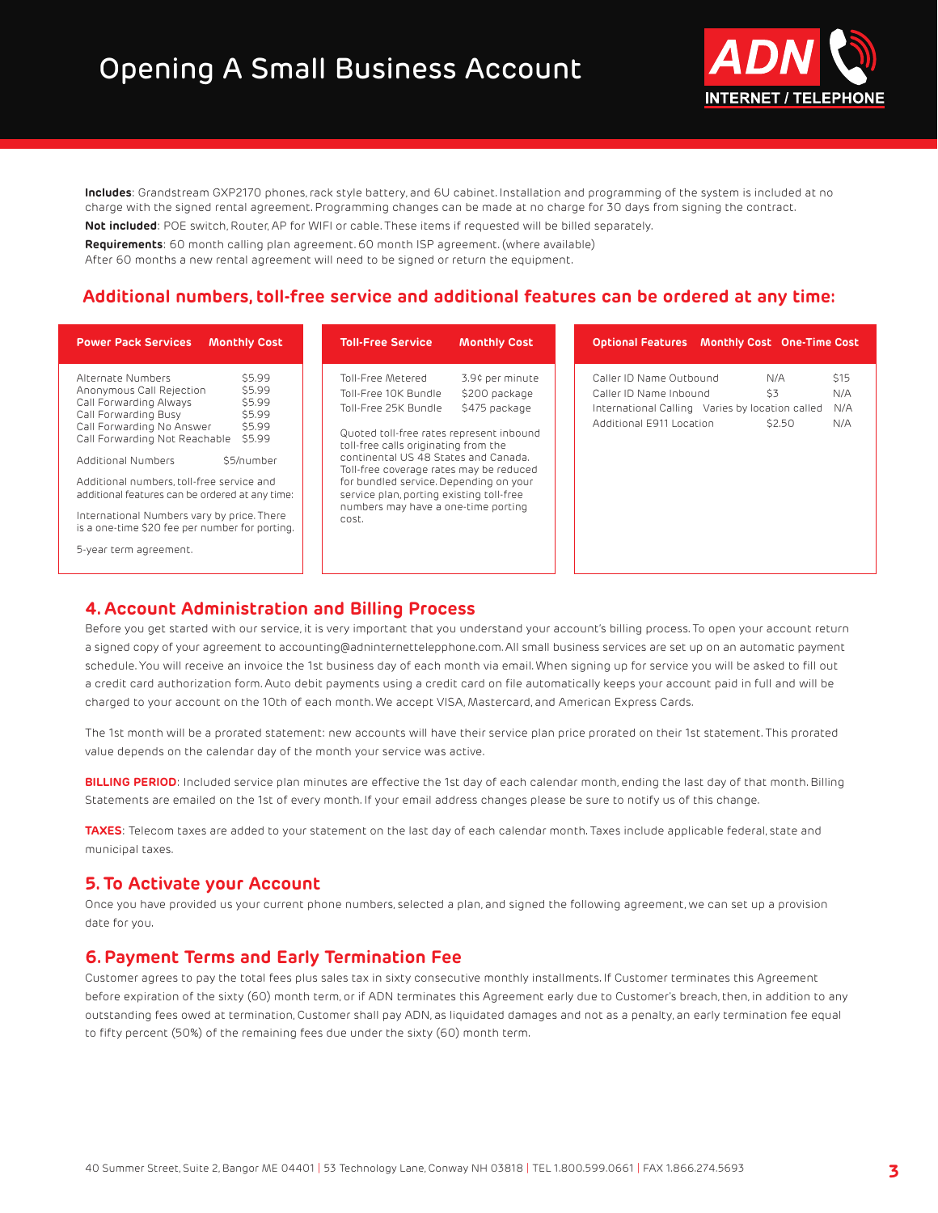# Opening A Small Business Account

**Includes**: Grandstream GXP2170 phones, rack style battery, and 6U cabinet. Installation and programming of the system is included at no charge with the signed rental agreement. Programming changes can be made at no charge for 30 days from signing the contract.

**Not included**: POE switch, Router, AP for WIFI or cable. These items if requested will be billed separately.

**Requirements**: 60 month calling plan agreement. 60 month ISP agreement. (where available)
After 60 months a new rental agreement will need to be signed or return the equipment.

## Additional numbers, toll-free service and additional features can be ordered at any time:

| Power Pack Services | Monthly Cost |
|---|---|
| Alternate Numbers | $5.99 |
| Anonymous Call Rejection | $5.99 |
| Call Forwarding Always | $5.99 |
| Call Forwarding Busy | $5.99 |
| Call Forwarding No Answer | $5.99 |
| Call Forwarding Not Reachable | $5.99 |
| Additional Numbers | $5/number |

Additional numbers, toll-free service and additional features can be ordered at any time:

International Numbers vary by price. There is a one-time $20 fee per number for porting.

5-year term agreement.

| Toll-Free Service | Monthly Cost |
|---|---|
| Toll-Free Metered | 3.9¢ per minute |
| Toll-Free 10K Bundle | $200 package |
| Toll-Free 25K Bundle | $475 package |

Quoted toll-free rates represent inbound toll-free calls originating from the continental US 48 States and Canada. Toll-free coverage rates may be reduced for bundled service. Depending on your service plan, porting existing toll-free numbers may have a one-time porting cost.

| Optional Features | Monthly Cost | One-Time Cost |
|---|---|---|
| Caller ID Name Outbound | N/A | $15 |
| Caller ID Name Inbound | $3 | N/A |
| International Calling | Varies by location called | N/A |
| Additional E911 Location | $2.50 | N/A |

## 4. Account Administration and Billing Process

Before you get started with our service, it is very important that you understand your account's billing process. To open your account return a signed copy of your agreement to accounting@adninternettelepphone.com. All small business services are set up on an automatic payment schedule. You will receive an invoice the 1st business day of each month via email. When signing up for service you will be asked to fill out a credit card authorization form. Auto debit payments using a credit card on file automatically keeps your account paid in full and will be charged to your account on the 10th of each month. We accept VISA, Mastercard, and American Express Cards.

The 1st month will be a prorated statement: new accounts will have their service plan price prorated on their 1st statement. This prorated value depends on the calendar day of the month your service was active.

**BILLING PERIOD**: Included service plan minutes are effective the 1st day of each calendar month, ending the last day of that month. Billing Statements are emailed on the 1st of every month. If your email address changes please be sure to notify us of this change.

**TAXES**: Telecom taxes are added to your statement on the last day of each calendar month. Taxes include applicable federal, state and municipal taxes.

## 5. To Activate your Account

Once you have provided us your current phone numbers, selected a plan, and signed the following agreement, we can set up a provision date for you.

## 6. Payment Terms and Early Termination Fee

Customer agrees to pay the total fees plus sales tax in sixty consecutive monthly installments. If Customer terminates this Agreement before expiration of the sixty (60) month term, or if ADN terminates this Agreement early due to Customer's breach, then, in addition to any outstanding fees owed at termination, Customer shall pay ADN, as liquidated damages and not as a penalty, an early termination fee equal to fifty percent (50%) of the remaining fees due under the sixty (60) month term.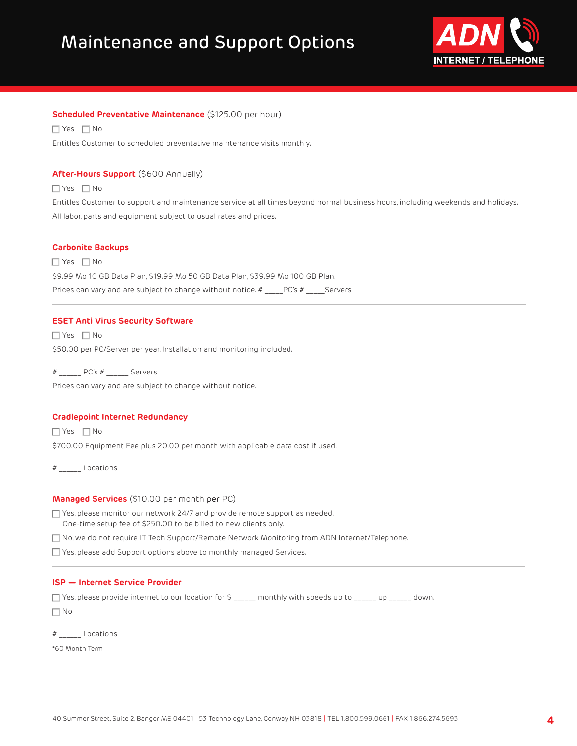# Maintenance and Support Options

## Scheduled Preventative Maintenance ($125.00 per hour)

☐ Yes ☐ No

Entitles Customer to scheduled preventative maintenance visits monthly.

## After-Hours Support ($600 Annually)

☐ Yes ☐ No

Entitles Customer to support and maintenance service at all times beyond normal business hours, including weekends and holidays.

All labor, parts and equipment subject to usual rates and prices.

## Carbonite Backups

☐ Yes ☐ No

$9.99 Mo 10 GB Data Plan, $19.99 Mo 50 GB Data Plan, $39.99 Mo 100 GB Plan.

Prices can vary and are subject to change without notice. # _____PC's # _____Servers

## ESET Anti Virus Security Software

☐ Yes ☐ No

$50.00 per PC/Server per year. Installation and monitoring included.

# ______ PC's # ______ Servers

Prices can vary and are subject to change without notice.

## Cradlepoint Internet Redundancy

☐ Yes ☐ No

$700.00 Equipment Fee plus 20.00 per month with applicable data cost if used.

# ______ Locations

## Managed Services ($10.00 per month per PC)

☐ Yes, please monitor our network 24/7 and provide remote support as needed.
One-time setup fee of $250.00 to be billed to new clients only.

☐ No, we do not require IT Tech Support/Remote Network Monitoring from ADN Internet/Telephone.

☐ Yes, please add Support options above to monthly managed Services.

## ISP — Internet Service Provider

☐ Yes, please provide internet to our location for $ ______ monthly with speeds up to ______ up ______ down.

☐ No

# ______ Locations

*60 Month Term

40 Summer Street, Suite 2, Bangor ME 04401 | 53 Technology Lane, Conway NH 03818 | TEL 1.800.599.0661 | FAX 1.866.274.5693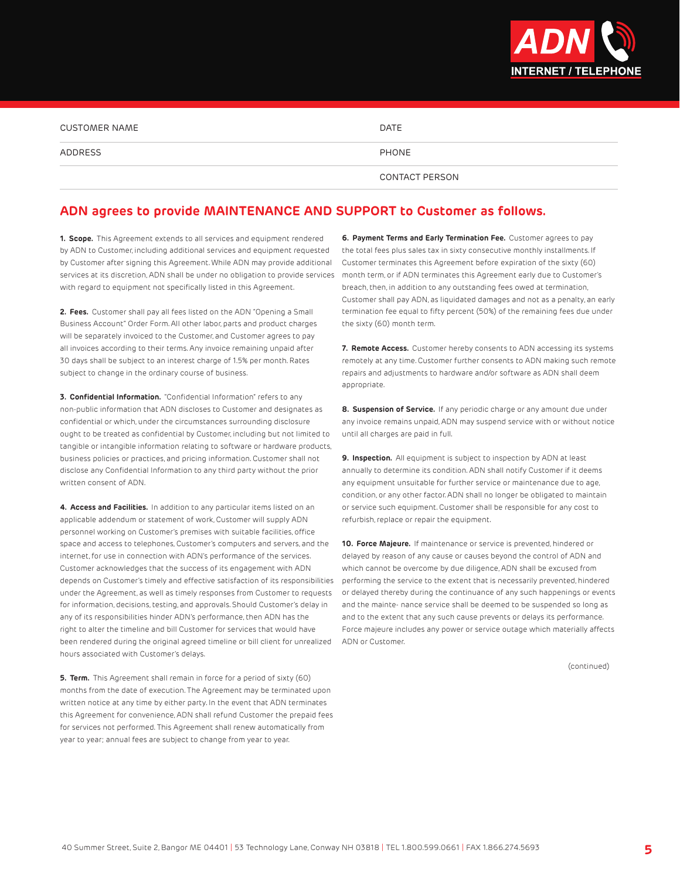| CUSTOMER NAME | DATE |
|---|---|
| ADDRESS | PHONE |
| | CONTACT PERSON |

## ADN agrees to provide MAINTENANCE AND SUPPORT to Customer as follows.

**1. Scope.** This Agreement extends to all services and equipment rendered by ADN to Customer, including additional services and equipment requested by Customer after signing this Agreement. While ADN may provide additional services at its discretion, ADN shall be under no obligation to provide services with regard to equipment not specifically listed in this Agreement.

**2. Fees.** Customer shall pay all fees listed on the ADN "Opening a Small Business Account" Order Form. All other labor, parts and product charges will be separately invoiced to the Customer, and Customer agrees to pay all invoices according to their terms. Any invoice remaining unpaid after 30 days shall be subject to an interest charge of 1.5% per month. Rates subject to change in the ordinary course of business.

**3. Confidential Information.** "Confidential Information" refers to any non-public information that ADN discloses to Customer and designates as confidential or which, under the circumstances surrounding disclosure ought to be treated as confidential by Customer, including but not limited to tangible or intangible information relating to software or hardware products, business policies or practices, and pricing information. Customer shall not disclose any Confidential Information to any third party without the prior written consent of ADN.

**4. Access and Facilities.** In addition to any particular items listed on an applicable addendum or statement of work, Customer will supply ADN personnel working on Customer's premises with suitable facilities, office space and access to telephones, Customer's computers and servers, and the internet, for use in connection with ADN's performance of the services. Customer acknowledges that the success of its engagement with ADN depends on Customer's timely and effective satisfaction of its responsibilities under the Agreement, as well as timely responses from Customer to requests for information, decisions, testing, and approvals. Should Customer's delay in any of its responsibilities hinder ADN's performance, then ADN has the right to alter the timeline and bill Customer for services that would have been rendered during the original agreed timeline or bill client for unrealized hours associated with Customer's delays.

**5. Term.** This Agreement shall remain in force for a period of sixty (60) months from the date of execution. The Agreement may be terminated upon written notice at any time by either party. In the event that ADN terminates this Agreement for convenience, ADN shall refund Customer the prepaid fees for services not performed. This Agreement shall renew automatically from year to year; annual fees are subject to change from year to year.

**6. Payment Terms and Early Termination Fee.** Customer agrees to pay the total fees plus sales tax in sixty consecutive monthly installments. If Customer terminates this Agreement before expiration of the sixty (60) month term, or if ADN terminates this Agreement early due to Customer's breach, then, in addition to any outstanding fees owed at termination, Customer shall pay ADN, as liquidated damages and not as a penalty, an early termination fee equal to fifty percent (50%) of the remaining fees due under the sixty (60) month term.

**7. Remote Access.** Customer hereby consents to ADN accessing its systems remotely at any time. Customer further consents to ADN making such remote repairs and adjustments to hardware and/or software as ADN shall deem appropriate.

**8. Suspension of Service.** If any periodic charge or any amount due under any invoice remains unpaid, ADN may suspend service with or without notice until all charges are paid in full.

**9. Inspection.** All equipment is subject to inspection by ADN at least annually to determine its condition. ADN shall notify Customer if it deems any equipment unsuitable for further service or maintenance due to age, condition, or any other factor. ADN shall no longer be obligated to maintain or service such equipment. Customer shall be responsible for any cost to refurbish, replace or repair the equipment.

**10. Force Majeure.** If maintenance or service is prevented, hindered or delayed by reason of any cause or causes beyond the control of ADN and which cannot be overcome by due diligence, ADN shall be excused from performing the service to the extent that is necessarily prevented, hindered or delayed thereby during the continuance of any such happenings or events and the mainte- nance service shall be deemed to be suspended so long as and to the extent that any such cause prevents or delays its performance. Force majeure includes any power or service outage which materially affects ADN or Customer.

(continued)

40 Summer Street, Suite 2, Bangor ME 04401 | 53 Technology Lane, Conway NH 03818 | TEL 1.800.599.0661 | FAX 1.866.274.5693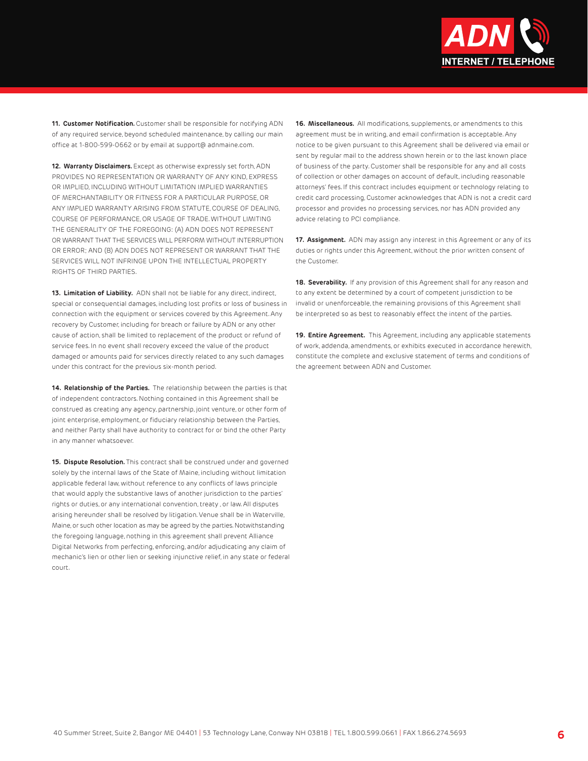**11. Customer Notification.** Customer shall be responsible for notifying ADN of any required service, beyond scheduled maintenance, by calling our main office at 1-800-599-0662 or by email at support@ adnmaine.com.

**12. Warranty Disclaimers.** Except as otherwise expressly set forth, ADN PROVIDES NO REPRESENTATION OR WARRANTY OF ANY KIND, EXPRESS OR IMPLIED, INCLUDING WITHOUT LIMITATION IMPLIED WARRANTIES OF MERCHANTABILITY OR FITNESS FOR A PARTICULAR PURPOSE, OR ANY IMPLIED WARRANTY ARISING FROM STATUTE, COURSE OF DEALING, COURSE OF PERFORMANCE, OR USAGE OF TRADE. WITHOUT LIMITING THE GENERALITY OF THE FOREGOING: (A) ADN DOES NOT REPRESENT OR WARRANT THAT THE SERVICES WILL PERFORM WITHOUT INTERRUPTION OR ERROR; AND (B) ADN DOES NOT REPRESENT OR WARRANT THAT THE SERVICES WILL NOT INFRINGE UPON THE INTELLECTUAL PROPERTY RIGHTS OF THIRD PARTIES.

**13. Limitation of Liability.** ADN shall not be liable for any direct, indirect, special or consequential damages, including lost profits or loss of business in connection with the equipment or services covered by this Agreement. Any recovery by Customer, including for breach or failure by ADN or any other cause of action, shall be limited to replacement of the product or refund of service fees. In no event shall recovery exceed the value of the product damaged or amounts paid for services directly related to any such damages under this contract for the previous six-month period.

**14. Relationship of the Parties.** The relationship between the parties is that of independent contractors. Nothing contained in this Agreement shall be construed as creating any agency, partnership, joint venture, or other form of joint enterprise, employment, or fiduciary relationship between the Parties, and neither Party shall have authority to contract for or bind the other Party in any manner whatsoever.

**15. Dispute Resolution.** This contract shall be construed under and governed solely by the internal laws of the State of Maine, including without limitation applicable federal law, without reference to any conflicts of laws principle that would apply the substantive laws of another jurisdiction to the parties' rights or duties, or any international convention, treaty , or law. All disputes arising hereunder shall be resolved by litigation. Venue shall be in Waterville, Maine, or such other location as may be agreed by the parties. Notwithstanding the foregoing language, nothing in this agreement shall prevent Alliance Digital Networks from perfecting, enforcing, and/or adjudicating any claim of mechanic's lien or other lien or seeking injunctive relief, in any state or federal court.

**16. Miscellaneous.** All modifications, supplements, or amendments to this agreement must be in writing, and email confirmation is acceptable. Any notice to be given pursuant to this Agreement shall be delivered via email or sent by regular mail to the address shown herein or to the last known place of business of the party. Customer shall be responsible for any and all costs of collection or other damages on account of default, including reasonable attorneys' fees. If this contract includes equipment or technology relating to credit card processing, Customer acknowledges that ADN is not a credit card processor and provides no processing services, nor has ADN provided any advice relating to PCI compliance.

**17. Assignment.** ADN may assign any interest in this Agreement or any of its duties or rights under this Agreement, without the prior written consent of the Customer.

**18. Severability.** If any provision of this Agreement shall for any reason and to any extent be determined by a court of competent jurisdiction to be invalid or unenforceable, the remaining provisions of this Agreement shall be interpreted so as best to reasonably effect the intent of the parties.

**19. Entire Agreement.** This Agreement, including any applicable statements of work, addenda, amendments, or exhibits executed in accordance herewith, constitute the complete and exclusive statement of terms and conditions of the agreement between ADN and Customer.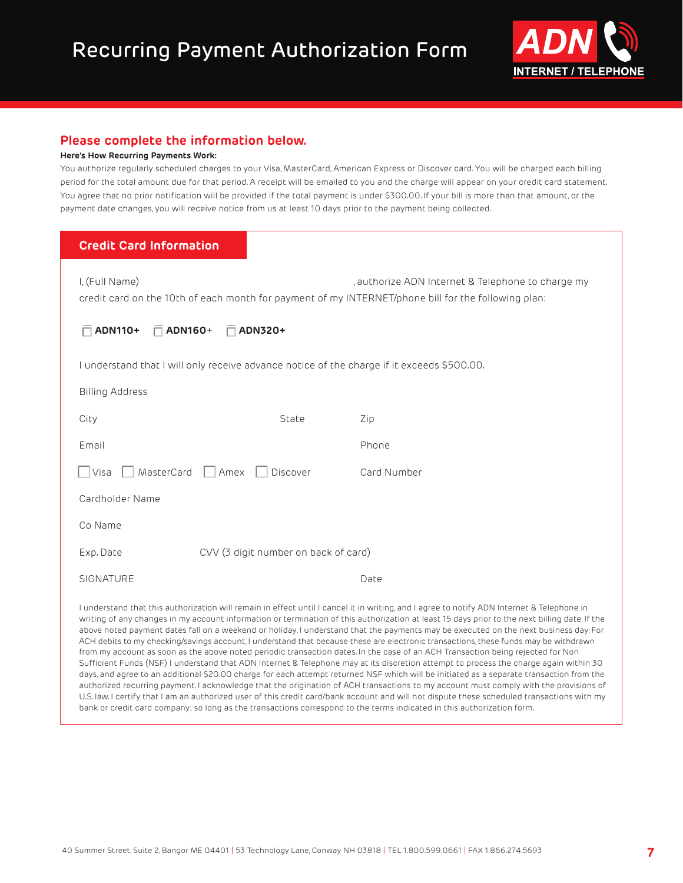# Recurring Payment Authorization Form

ADN INTERNET / TELEPHONE

## Please complete the information below.

**Here's How Recurring Payments Work:**

You authorize regularly scheduled charges to your Visa, MasterCard, American Express or Discover card. You will be charged each billing period for the total amount due for that period. A receipt will be emailed to you and the charge will appear on your credit card statement. You agree that no prior notification will be provided if the total payment is under $300.00. If your bill is more than that amount, or the payment date changes, you will receive notice from us at least 10 days prior to the payment being collected.

### Credit Card Information

I, (Full Name) \_\_\_\_\_\_\_\_\_\_\_\_\_\_\_\_\_\_\_\_, authorize ADN Internet & Telephone to charge my credit card on the 10th of each month for payment of my INTERNET/phone bill for the following plan:

☐ **ADN110+** ☐ **ADN160+** ☐ **ADN320+**

I understand that I will only receive advance notice of the charge if it exceeds $500.00.

Billing Address

City State Zip

Email Phone

☐ Visa ☐ MasterCard ☐ Amex ☐ Discover Card Number

Cardholder Name

Co Name

Exp. Date CVV (3 digit number on back of card)

SIGNATURE Date

I understand that this authorization will remain in effect until I cancel it in writing, and I agree to notify ADN Internet & Telephone in writing of any changes in my account information or termination of this authorization at least 15 days prior to the next billing date. If the above noted payment dates fall on a weekend or holiday, I understand that the payments may be executed on the next business day. For ACH debits to my checking/savings account, I understand that because these are electronic transactions, these funds may be withdrawn from my account as soon as the above noted periodic transaction dates. In the case of an ACH Transaction being rejected for Non Sufficient Funds (NSF) I understand that ADN Internet & Telephone may at its discretion attempt to process the charge again within 30 days, and agree to an additional $20.00 charge for each attempt returned NSF which will be initiated as a separate transaction from the authorized recurring payment. I acknowledge that the origination of ACH transactions to my account must comply with the provisions of U.S. law. I certify that I am an authorized user of this credit card/bank account and will not dispute these scheduled transactions with my bank or credit card company; so long as the transactions correspond to the terms indicated in this authorization form.

40 Summer Street, Suite 2, Bangor ME 04401 | 53 Technology Lane, Conway NH 03818 | TEL 1.800.599.0661 | FAX 1.866.274.5693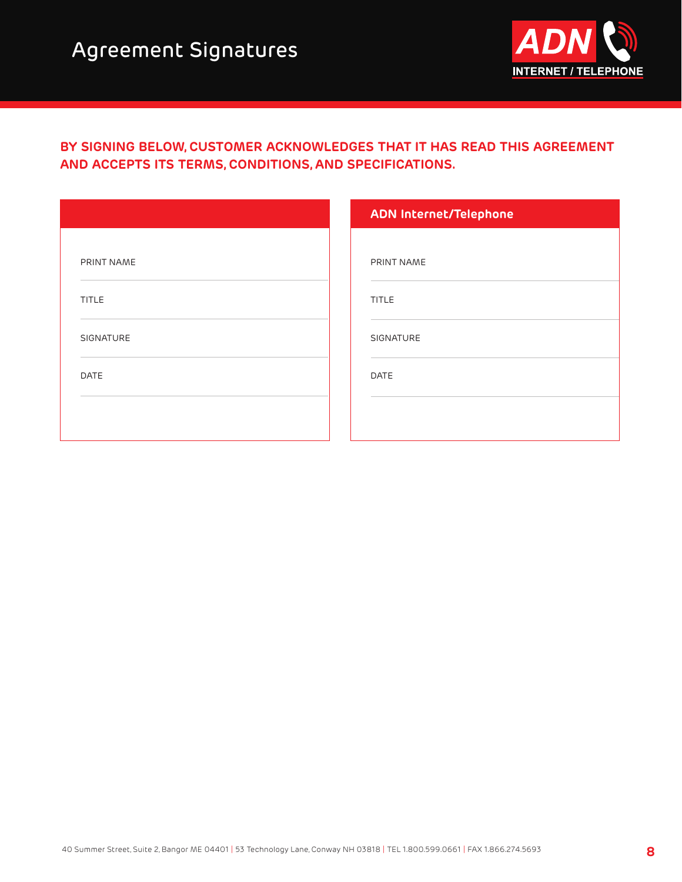# Agreement Signatures

ADN INTERNET / TELEPHONE

**BY SIGNING BELOW, CUSTOMER ACKNOWLEDGES THAT IT HAS READ THIS AGREEMENT AND ACCEPTS ITS TERMS, CONDITIONS, AND SPECIFICATIONS.**

| | ADN Internet/Telephone |
|---|---|
| PRINT NAME | PRINT NAME |
| TITLE | TITLE |
| SIGNATURE | SIGNATURE |
| DATE | DATE |

40 Summer Street, Suite 2, Bangor ME 04401 | 53 Technology Lane, Conway NH 03818 | TEL 1.800.599.0661 | FAX 1.866.274.5693